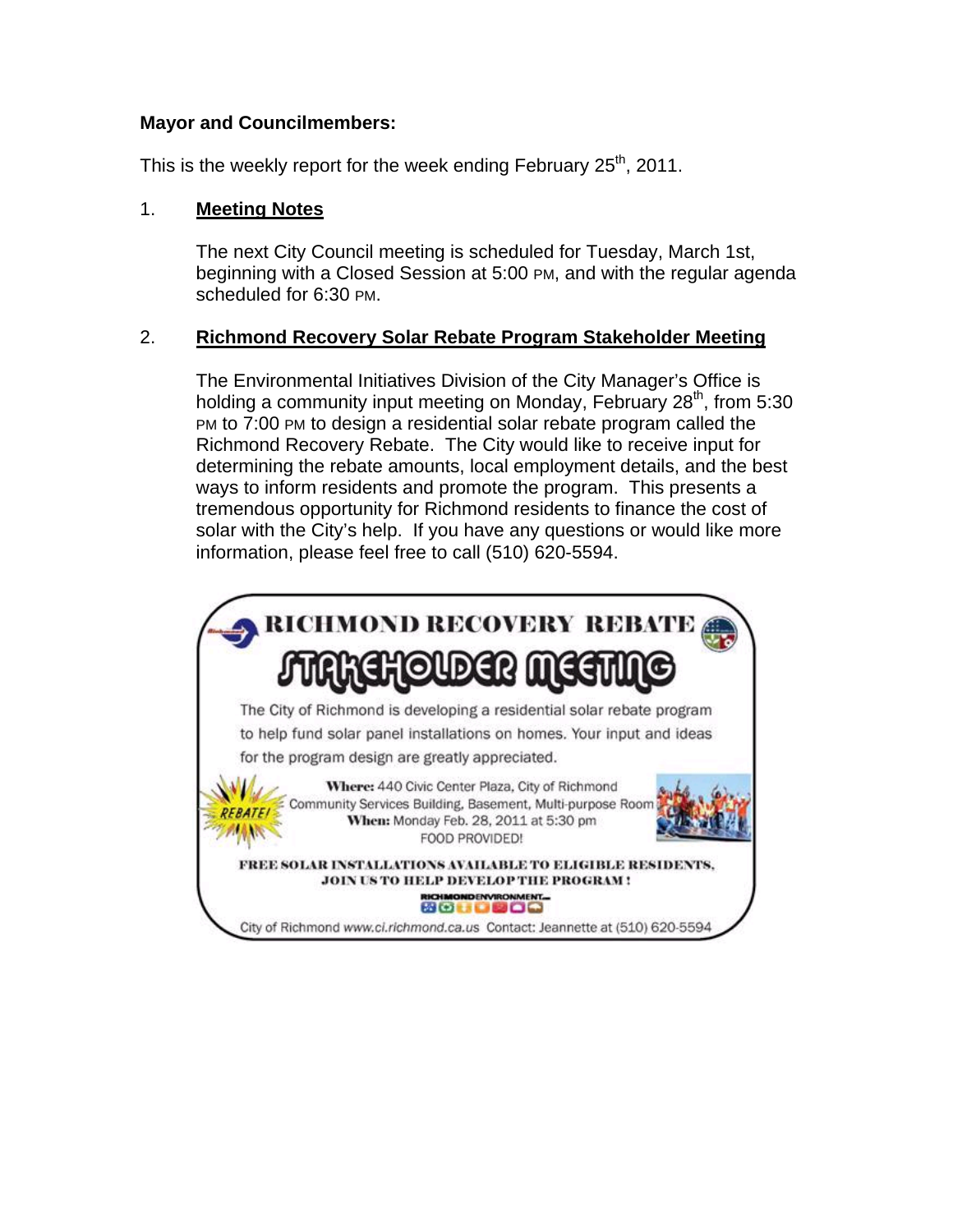**Mayor and Councilmembers:**

This is the weekly report for the week ending February 25th, 2011.

1. **Meeting Notes**

   The next City Council meeting is scheduled for Tuesday, March 1st, beginning with a Closed Session at 5:00 PM, and with the regular agenda scheduled for 6:30 PM.

2. **Richmond Recovery Solar Rebate Program Stakeholder Meeting**

   The Environmental Initiatives Division of the City Manager's Office is holding a community input meeting on Monday, February 28th, from 5:30 PM to 7:00 PM to design a residential solar rebate program called the Richmond Recovery Rebate. The City would like to receive input for determining the rebate amounts, local employment details, and the best ways to inform residents and promote the program. This presents a tremendous opportunity for Richmond residents to finance the cost of solar with the City's help. If you have any questions or would like more information, please feel free to call (510) 620-5594.

**RICHMOND RECOVERY REBATE**

**STAKEHOLDER MEETING**

The City of Richmond is developing a residential solar rebate program to help fund solar panel installations on homes. Your input and ideas for the program design are greatly appreciated.

REBATE!

**Where:** 440 Civic Center Plaza, City of Richmond Community Services Building, Basement, Multi-purpose Room
**When:** Monday Feb. 28, 2011 at 5:30 pm
FOOD PROVIDED!

**FREE SOLAR INSTALLATIONS AVAILABLE TO ELIGIBLE RESIDENTS. JOIN US TO HELP DEVELOP THE PROGRAM!**

RICHMONDENVIRONMENT

City of Richmond www.ci.richmond.ca.us Contact: Jeannette at (510) 620-5594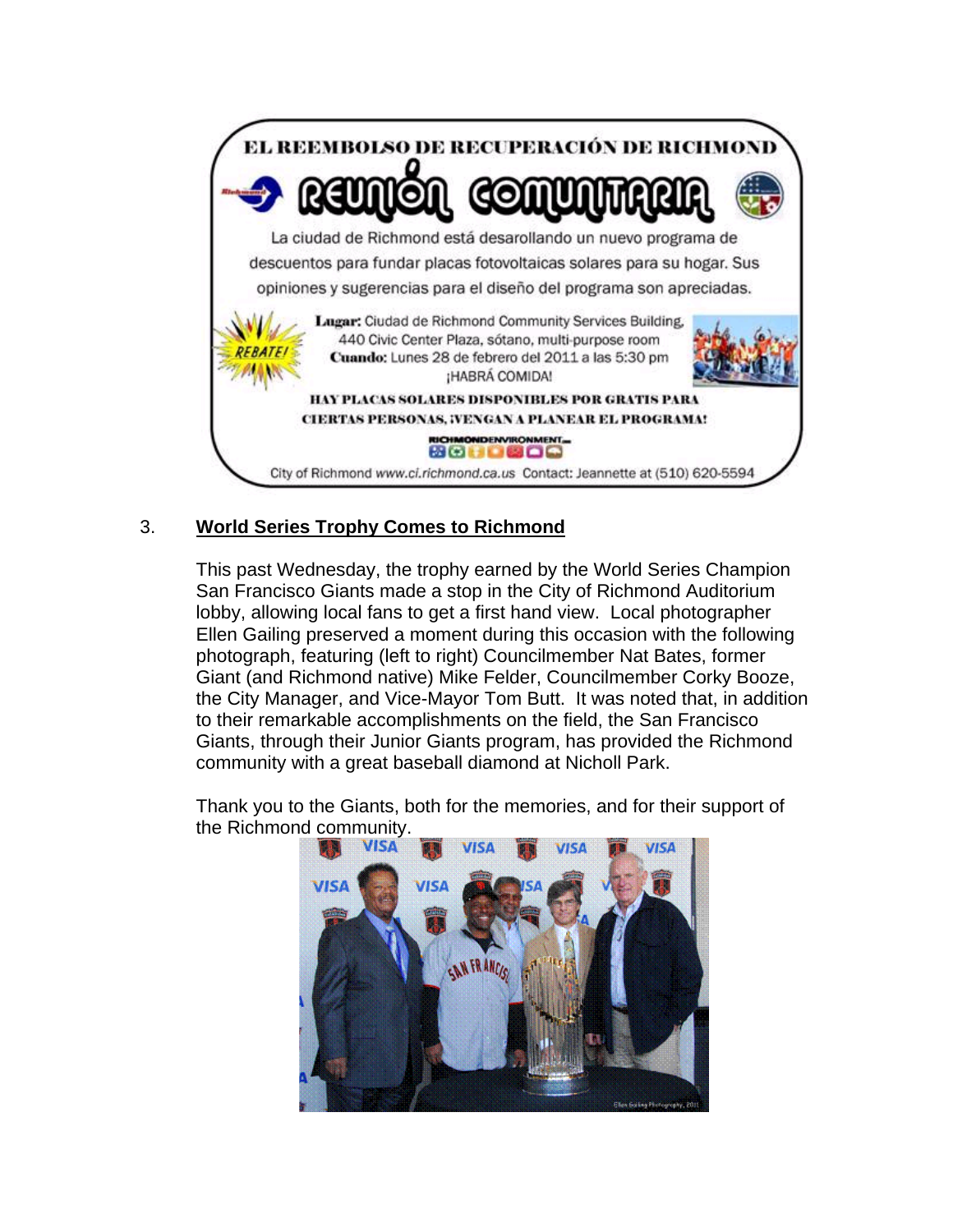EL REEMBOLSO DE RECUPERACIÓN DE RICHMOND

**REUNIÓN COMUNITARIA**

La ciudad de Richmond está desarollando un nuevo programa de descuentos para fundar placas fotovoltaicas solares para su hogar. Sus opiniones y sugerencias para el diseño del programa son apreciadas.

REBATE!

**Lugar:** Ciudad de Richmond Community Services Building, 440 Civic Center Plaza, sótano, multi-purpose room
**Cuando:** Lunes 28 de febrero del 2011 a las 5:30 pm
¡HABRÁ COMIDA!

HAY PLACAS SOLARES DISPONIBLES POR GRATIS PARA CIERTAS PERSONAS, ¡VENGAN A PLANEAR EL PROGRAMA!

RICHMONDENVIRONMENT

City of Richmond *www.ci.richmond.ca.us* Contact: Jeannette at (510) 620-5594

3. **World Series Trophy Comes to Richmond**

This past Wednesday, the trophy earned by the World Series Champion San Francisco Giants made a stop in the City of Richmond Auditorium lobby, allowing local fans to get a first hand view. Local photographer Ellen Gailing preserved a moment during this occasion with the following photograph, featuring (left to right) Councilmember Nat Bates, former Giant (and Richmond native) Mike Felder, Councilmember Corky Booze, the City Manager, and Vice-Mayor Tom Butt. It was noted that, in addition to their remarkable accomplishments on the field, the San Francisco Giants, through their Junior Giants program, has provided the Richmond community with a great baseball diamond at Nicholl Park.

Thank you to the Giants, both for the memories, and for their support of the Richmond community.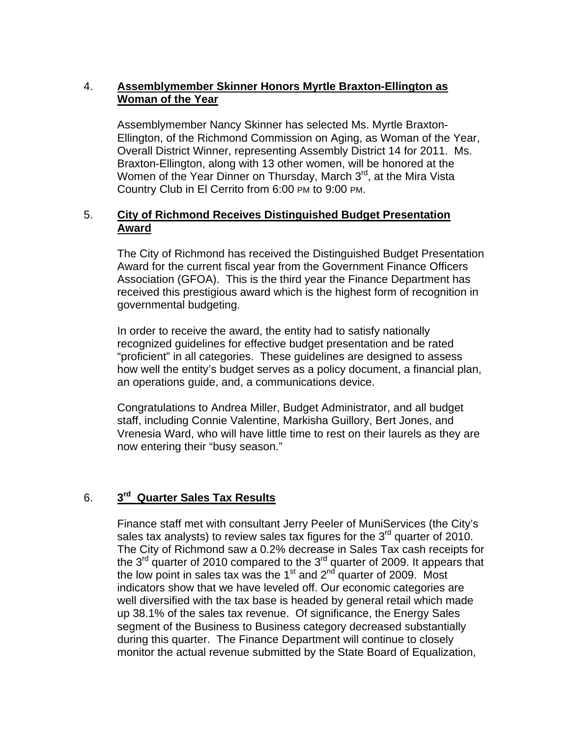4. **Assemblymember Skinner Honors Myrtle Braxton-Ellington as Woman of the Year**

   Assemblymember Nancy Skinner has selected Ms. Myrtle Braxton-Ellington, of the Richmond Commission on Aging, as Woman of the Year, Overall District Winner, representing Assembly District 14 for 2011. Ms. Braxton-Ellington, along with 13 other women, will be honored at the Women of the Year Dinner on Thursday, March 3rd, at the Mira Vista Country Club in El Cerrito from 6:00 PM to 9:00 PM.

5. **City of Richmond Receives Distinguished Budget Presentation Award**

   The City of Richmond has received the Distinguished Budget Presentation Award for the current fiscal year from the Government Finance Officers Association (GFOA). This is the third year the Finance Department has received this prestigious award which is the highest form of recognition in governmental budgeting.

   In order to receive the award, the entity had to satisfy nationally recognized guidelines for effective budget presentation and be rated "proficient" in all categories. These guidelines are designed to assess how well the entity's budget serves as a policy document, a financial plan, an operations guide, and, a communications device.

   Congratulations to Andrea Miller, Budget Administrator, and all budget staff, including Connie Valentine, Markisha Guillory, Bert Jones, and Vrenesia Ward, who will have little time to rest on their laurels as they are now entering their "busy season."

6. **3rd Quarter Sales Tax Results**

   Finance staff met with consultant Jerry Peeler of MuniServices (the City's sales tax analysts) to review sales tax figures for the 3rd quarter of 2010. The City of Richmond saw a 0.2% decrease in Sales Tax cash receipts for the 3rd quarter of 2010 compared to the 3rd quarter of 2009. It appears that the low point in sales tax was the 1st and 2nd quarter of 2009. Most indicators show that we have leveled off. Our economic categories are well diversified with the tax base is headed by general retail which made up 38.1% of the sales tax revenue. Of significance, the Energy Sales segment of the Business to Business category decreased substantially during this quarter. The Finance Department will continue to closely monitor the actual revenue submitted by the State Board of Equalization,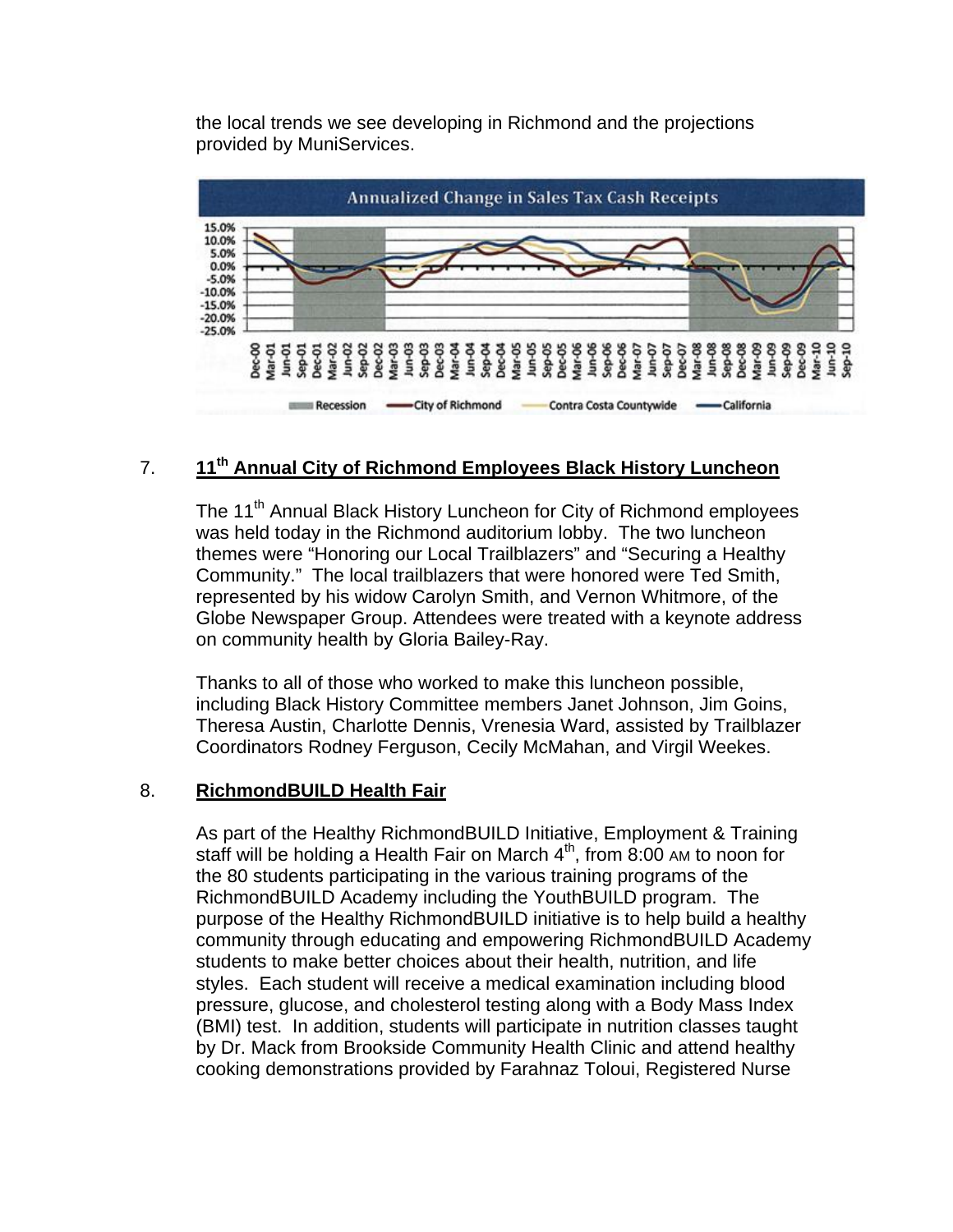the local trends we see developing in Richmond and the projections provided by MuniServices.

7. **11th Annual City of Richmond Employees Black History Luncheon**

The 11th Annual Black History Luncheon for City of Richmond employees was held today in the Richmond auditorium lobby. The two luncheon themes were "Honoring our Local Trailblazers" and "Securing a Healthy Community." The local trailblazers that were honored were Ted Smith, represented by his widow Carolyn Smith, and Vernon Whitmore, of the Globe Newspaper Group. Attendees were treated with a keynote address on community health by Gloria Bailey-Ray.

Thanks to all of those who worked to make this luncheon possible, including Black History Committee members Janet Johnson, Jim Goins, Theresa Austin, Charlotte Dennis, Vrenesia Ward, assisted by Trailblazer Coordinators Rodney Ferguson, Cecily McMahan, and Virgil Weekes.

8. **RichmondBUILD Health Fair**

As part of the Healthy RichmondBUILD Initiative, Employment & Training staff will be holding a Health Fair on March 4th, from 8:00 AM to noon for the 80 students participating in the various training programs of the RichmondBUILD Academy including the YouthBUILD program. The purpose of the Healthy RichmondBUILD initiative is to help build a healthy community through educating and empowering RichmondBUILD Academy students to make better choices about their health, nutrition, and life styles. Each student will receive a medical examination including blood pressure, glucose, and cholesterol testing along with a Body Mass Index (BMI) test. In addition, students will participate in nutrition classes taught by Dr. Mack from Brookside Community Health Clinic and attend healthy cooking demonstrations provided by Farahnaz Toloui, Registered Nurse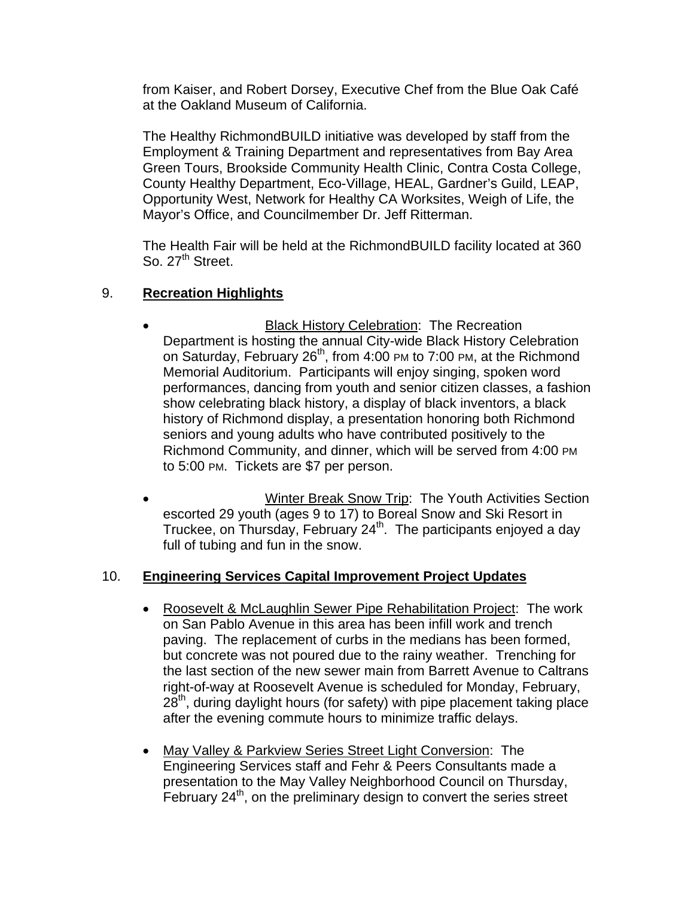from Kaiser, and Robert Dorsey, Executive Chef from the Blue Oak Café at the Oakland Museum of California.

The Healthy RichmondBUILD initiative was developed by staff from the Employment & Training Department and representatives from Bay Area Green Tours, Brookside Community Health Clinic, Contra Costa College, County Healthy Department, Eco-Village, HEAL, Gardner's Guild, LEAP, Opportunity West, Network for Healthy CA Worksites, Weigh of Life, the Mayor's Office, and Councilmember Dr. Jeff Ritterman.

The Health Fair will be held at the RichmondBUILD facility located at 360 So. 27th Street.

## 9. Recreation Highlights

- Black History Celebration: The Recreation Department is hosting the annual City-wide Black History Celebration on Saturday, February 26th, from 4:00 PM to 7:00 PM, at the Richmond Memorial Auditorium. Participants will enjoy singing, spoken word performances, dancing from youth and senior citizen classes, a fashion show celebrating black history, a display of black inventors, a black history of Richmond display, a presentation honoring both Richmond seniors and young adults who have contributed positively to the Richmond Community, and dinner, which will be served from 4:00 PM to 5:00 PM. Tickets are $7 per person.

- Winter Break Snow Trip: The Youth Activities Section escorted 29 youth (ages 9 to 17) to Boreal Snow and Ski Resort in Truckee, on Thursday, February 24th. The participants enjoyed a day full of tubing and fun in the snow.

## 10. Engineering Services Capital Improvement Project Updates

- Roosevelt & McLaughlin Sewer Pipe Rehabilitation Project: The work on San Pablo Avenue in this area has been infill work and trench paving. The replacement of curbs in the medians has been formed, but concrete was not poured due to the rainy weather. Trenching for the last section of the new sewer main from Barrett Avenue to Caltrans right-of-way at Roosevelt Avenue is scheduled for Monday, February, 28th, during daylight hours (for safety) with pipe placement taking place after the evening commute hours to minimize traffic delays.

- May Valley & Parkview Series Street Light Conversion: The Engineering Services staff and Fehr & Peers Consultants made a presentation to the May Valley Neighborhood Council on Thursday, February 24th, on the preliminary design to convert the series street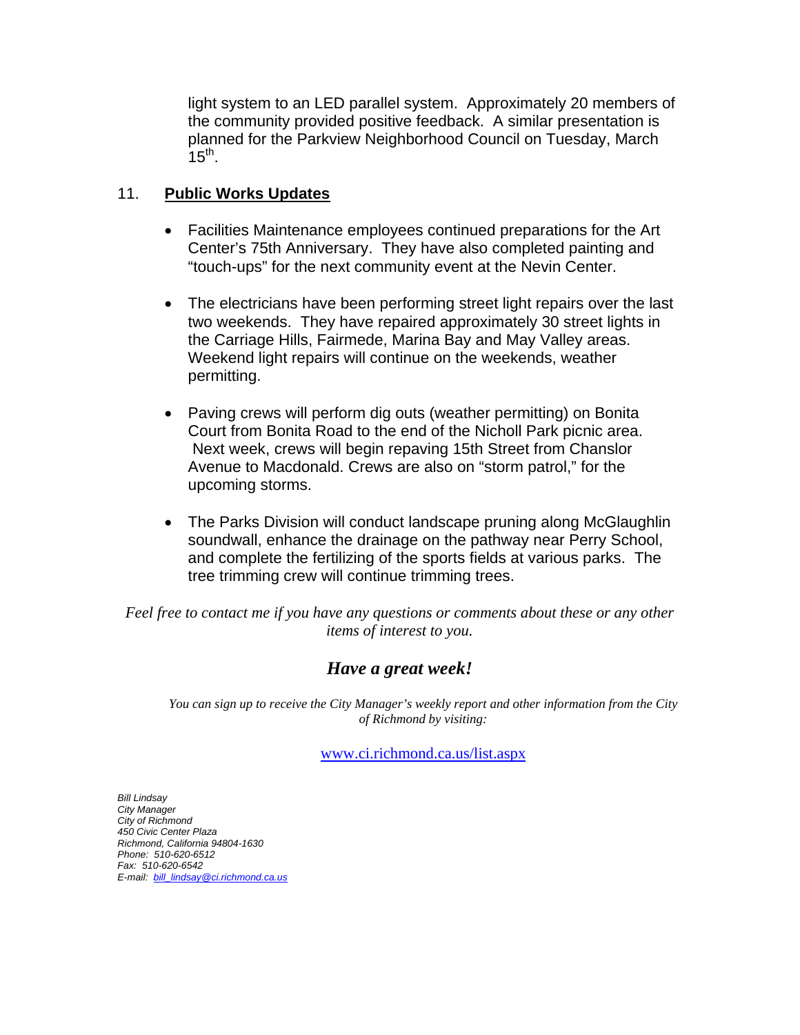light system to an LED parallel system. Approximately 20 members of the community provided positive feedback. A similar presentation is planned for the Parkview Neighborhood Council on Tuesday, March 15th.

11. **Public Works Updates**

- Facilities Maintenance employees continued preparations for the Art Center's 75th Anniversary. They have also completed painting and "touch-ups" for the next community event at the Nevin Center.

- The electricians have been performing street light repairs over the last two weekends. They have repaired approximately 30 street lights in the Carriage Hills, Fairmede, Marina Bay and May Valley areas. Weekend light repairs will continue on the weekends, weather permitting.

- Paving crews will perform dig outs (weather permitting) on Bonita Court from Bonita Road to the end of the Nicholl Park picnic area. Next week, crews will begin repaving 15th Street from Chanslor Avenue to Macdonald. Crews are also on "storm patrol," for the upcoming storms.

- The Parks Division will conduct landscape pruning along McGlaughlin soundwall, enhance the drainage on the pathway near Perry School, and complete the fertilizing of the sports fields at various parks. The tree trimming crew will continue trimming trees.

*Feel free to contact me if you have any questions or comments about these or any other items of interest to you.*

***Have a great week!***

*You can sign up to receive the City Manager's weekly report and other information from the City of Richmond by visiting:*

www.ci.richmond.ca.us/list.aspx

*Bill Lindsay*
*City Manager*
*City of Richmond*
*450 Civic Center Plaza*
*Richmond, California 94804-1630*
*Phone: 510-620-6512*
*Fax: 510-620-6542*
*E-mail: bill_lindsay@ci.richmond.ca.us*